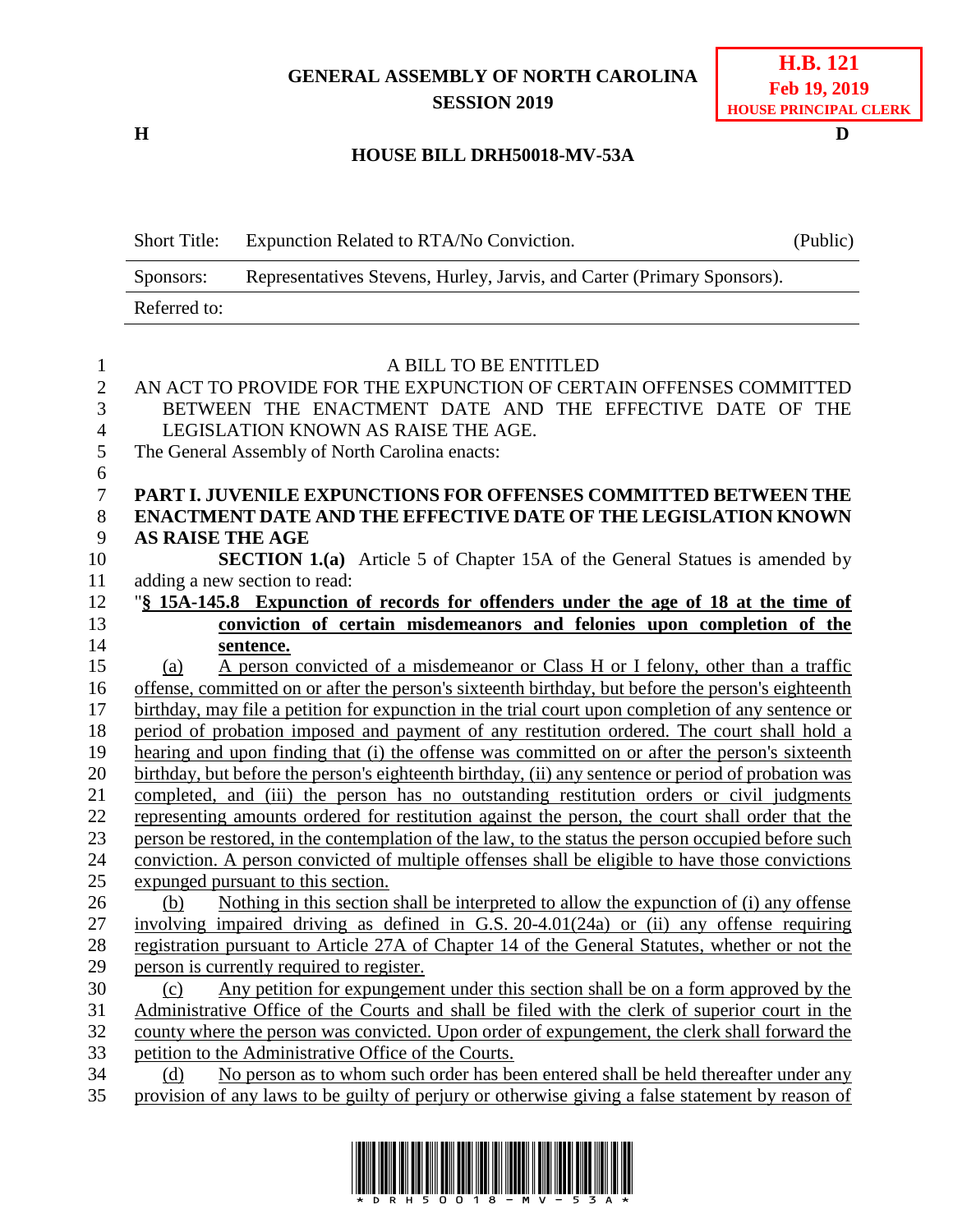GENERAL ASSEMBLY OF NORTH CAROLINA
SESSION 2019

**H.B. 121**
**Feb 19, 2019**
**HOUSE PRINCIPAL CLERK**

**H** **D**

**HOUSE BILL DRH50018-MV-53A**

| Short Title: | Expunction Related to RTA/No Conviction. | (Public) |
|---|---|---|
| Sponsors: | Representatives Stevens, Hurley, Jarvis, and Carter (Primary Sponsors). | |
| Referred to: | | |

A BILL TO BE ENTITLED

AN ACT TO PROVIDE FOR THE EXPUNCTION OF CERTAIN OFFENSES COMMITTED BETWEEN THE ENACTMENT DATE AND THE EFFECTIVE DATE OF THE LEGISLATION KNOWN AS RAISE THE AGE.

The General Assembly of North Carolina enacts:

**PART I. JUVENILE EXPUNCTIONS FOR OFFENSES COMMITTED BETWEEN THE ENACTMENT DATE AND THE EFFECTIVE DATE OF THE LEGISLATION KNOWN AS RAISE THE AGE**

**SECTION 1.(a)** Article 5 of Chapter 15A of the General Statues is amended by adding a new section to read:

"**§ 15A-145.8 Expunction of records for offenders under the age of 18 at the time of conviction of certain misdemeanors and felonies upon completion of the sentence.**

(a) A person convicted of a misdemeanor or Class H or I felony, other than a traffic offense, committed on or after the person's sixteenth birthday, but before the person's eighteenth birthday, may file a petition for expunction in the trial court upon completion of any sentence or period of probation imposed and payment of any restitution ordered. The court shall hold a hearing and upon finding that (i) the offense was committed on or after the person's sixteenth birthday, but before the person's eighteenth birthday, (ii) any sentence or period of probation was completed, and (iii) the person has no outstanding restitution orders or civil judgments representing amounts ordered for restitution against the person, the court shall order that the person be restored, in the contemplation of the law, to the status the person occupied before such conviction. A person convicted of multiple offenses shall be eligible to have those convictions expunged pursuant to this section.

(b) Nothing in this section shall be interpreted to allow the expunction of (i) any offense involving impaired driving as defined in G.S. 20-4.01(24a) or (ii) any offense requiring registration pursuant to Article 27A of Chapter 14 of the General Statutes, whether or not the person is currently required to register.

(c) Any petition for expungement under this section shall be on a form approved by the Administrative Office of the Courts and shall be filed with the clerk of superior court in the county where the person was convicted. Upon order of expungement, the clerk shall forward the petition to the Administrative Office of the Courts.

(d) No person as to whom such order has been entered shall be held thereafter under any provision of any laws to be guilty of perjury or otherwise giving a false statement by reason of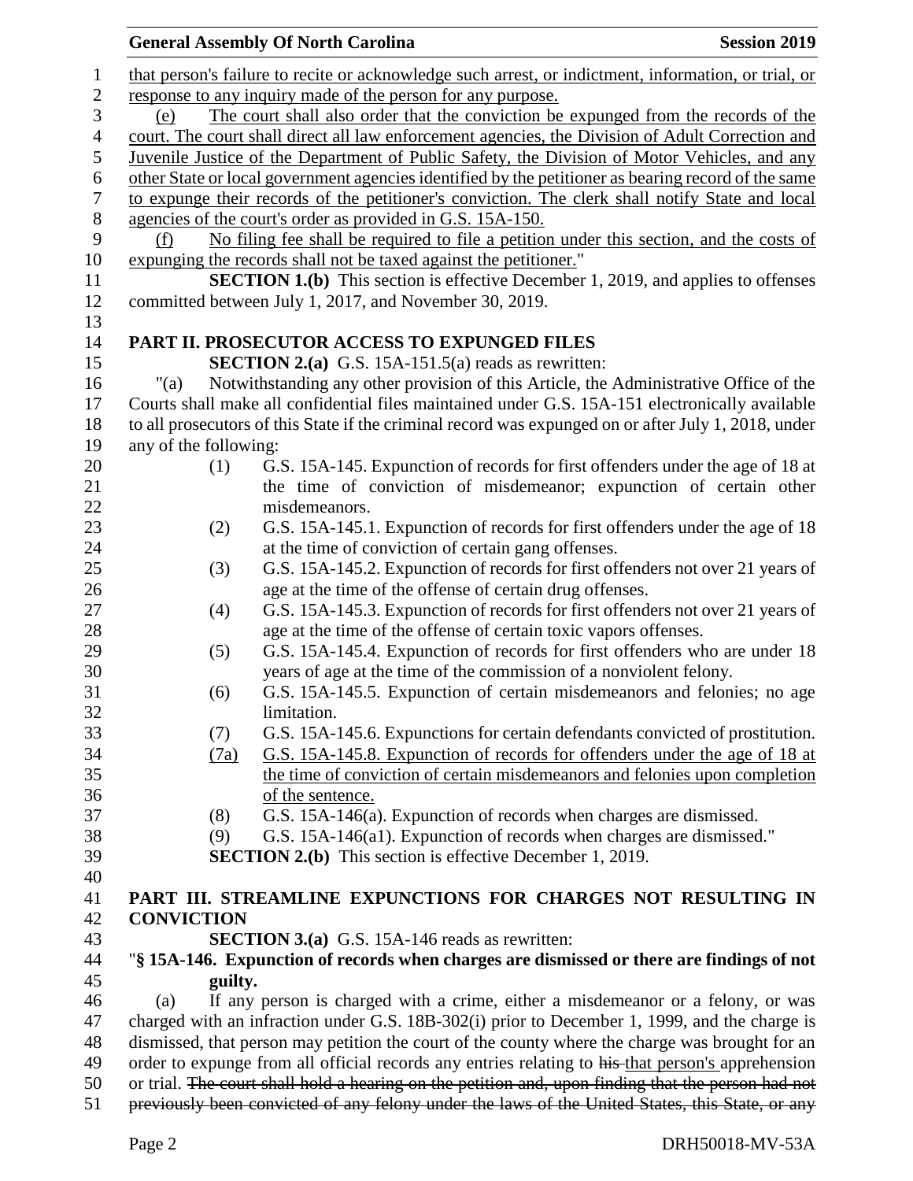that person's failure to recite or acknowledge such arrest, or indictment, information, or trial, or response to any inquiry made of the person for any purpose.

(e) The court shall also order that the conviction be expunged from the records of the court. The court shall direct all law enforcement agencies, the Division of Adult Correction and Juvenile Justice of the Department of Public Safety, the Division of Motor Vehicles, and any other State or local government agencies identified by the petitioner as bearing record of the same to expunge their records of the petitioner's conviction. The clerk shall notify State and local agencies of the court's order as provided in G.S. 15A-150.

(f) No filing fee shall be required to file a petition under this section, and the costs of expunging the records shall not be taxed against the petitioner."

**SECTION 1.(b)** This section is effective December 1, 2019, and applies to offenses committed between July 1, 2017, and November 30, 2019.

## PART II. PROSECUTOR ACCESS TO EXPUNGED FILES

**SECTION 2.(a)** G.S. 15A-151.5(a) reads as rewritten:

"(a) Notwithstanding any other provision of this Article, the Administrative Office of the Courts shall make all confidential files maintained under G.S. 15A-151 electronically available to all prosecutors of this State if the criminal record was expunged on or after July 1, 2018, under any of the following:

(1) G.S. 15A-145. Expunction of records for first offenders under the age of 18 at the time of conviction of misdemeanor; expunction of certain other misdemeanors.

(2) G.S. 15A-145.1. Expunction of records for first offenders under the age of 18 at the time of conviction of certain gang offenses.

(3) G.S. 15A-145.2. Expunction of records for first offenders not over 21 years of age at the time of the offense of certain drug offenses.

(4) G.S. 15A-145.3. Expunction of records for first offenders not over 21 years of age at the time of the offense of certain toxic vapors offenses.

(5) G.S. 15A-145.4. Expunction of records for first offenders who are under 18 years of age at the time of the commission of a nonviolent felony.

(6) G.S. 15A-145.5. Expunction of certain misdemeanors and felonies; no age limitation.

(7) G.S. 15A-145.6. Expunctions for certain defendants convicted of prostitution.

(7a) G.S. 15A-145.8. Expunction of records for offenders under the age of 18 at the time of conviction of certain misdemeanors and felonies upon completion of the sentence.

(8) G.S. 15A-146(a). Expunction of records when charges are dismissed.

(9) G.S. 15A-146(a1). Expunction of records when charges are dismissed."

**SECTION 2.(b)** This section is effective December 1, 2019.

## PART III. STREAMLINE EXPUNCTIONS FOR CHARGES NOT RESULTING IN CONVICTION

**SECTION 3.(a)** G.S. 15A-146 reads as rewritten:

"**§ 15A-146. Expunction of records when charges are dismissed or there are findings of not guilty.**

(a) If any person is charged with a crime, either a misdemeanor or a felony, or was charged with an infraction under G.S. 18B-302(i) prior to December 1, 1999, and the charge is dismissed, that person may petition the court of the county where the charge was brought for an order to expunge from all official records any entries relating to ~~his~~ that person's apprehension or trial. ~~The court shall hold a hearing on the petition and, upon finding that the person had not previously been convicted of any felony under the laws of the United States, this State, or any~~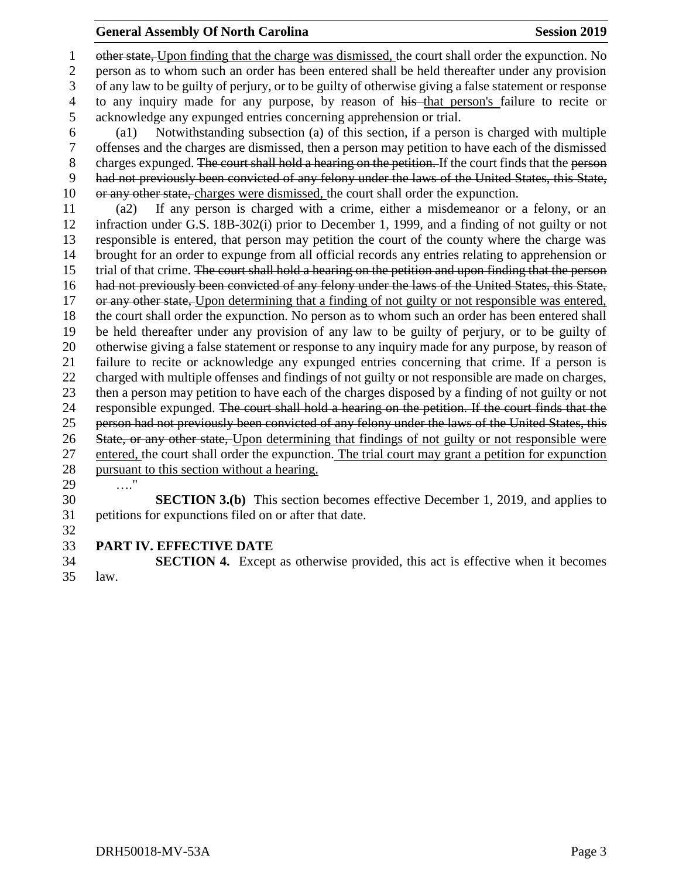~~other state,~~ Upon finding that the charge was dismissed, the court shall order the expunction. No person as to whom such an order has been entered shall be held thereafter under any provision of any law to be guilty of perjury, or to be guilty of otherwise giving a false statement or response to any inquiry made for any purpose, by reason of ~~his~~ that person's failure to recite or acknowledge any expunged entries concerning apprehension or trial.

(a1) Notwithstanding subsection (a) of this section, if a person is charged with multiple offenses and the charges are dismissed, then a person may petition to have each of the dismissed charges expunged. ~~The court shall hold a hearing on the petition.~~ If the court finds that the ~~person had not previously been convicted of any felony under the laws of the United States, this State, or any other state,~~ charges were dismissed, the court shall order the expunction.

(a2) If any person is charged with a crime, either a misdemeanor or a felony, or an infraction under G.S. 18B-302(i) prior to December 1, 1999, and a finding of not guilty or not responsible is entered, that person may petition the court of the county where the charge was brought for an order to expunge from all official records any entries relating to apprehension or trial of that crime. ~~The court shall hold a hearing on the petition and upon finding that the person had not previously been convicted of any felony under the laws of the United States, this State, or any other state,~~ Upon determining that a finding of not guilty or not responsible was entered, the court shall order the expunction. No person as to whom such an order has been entered shall be held thereafter under any provision of any law to be guilty of perjury, or to be guilty of otherwise giving a false statement or response to any inquiry made for any purpose, by reason of failure to recite or acknowledge any expunged entries concerning that crime. If a person is charged with multiple offenses and findings of not guilty or not responsible are made on charges, then a person may petition to have each of the charges disposed by a finding of not guilty or not responsible expunged. ~~The court shall hold a hearing on the petition. If the court finds that the person had not previously been convicted of any felony under the laws of the United States, this State, or any other state,~~ Upon determining that findings of not guilty or not responsible were entered, the court shall order the expunction. The trial court may grant a petition for expunction pursuant to this section without a hearing.

…."

**SECTION 3.(b)** This section becomes effective December 1, 2019, and applies to petitions for expunctions filed on or after that date.

**PART IV. EFFECTIVE DATE**

**SECTION 4.** Except as otherwise provided, this act is effective when it becomes law.